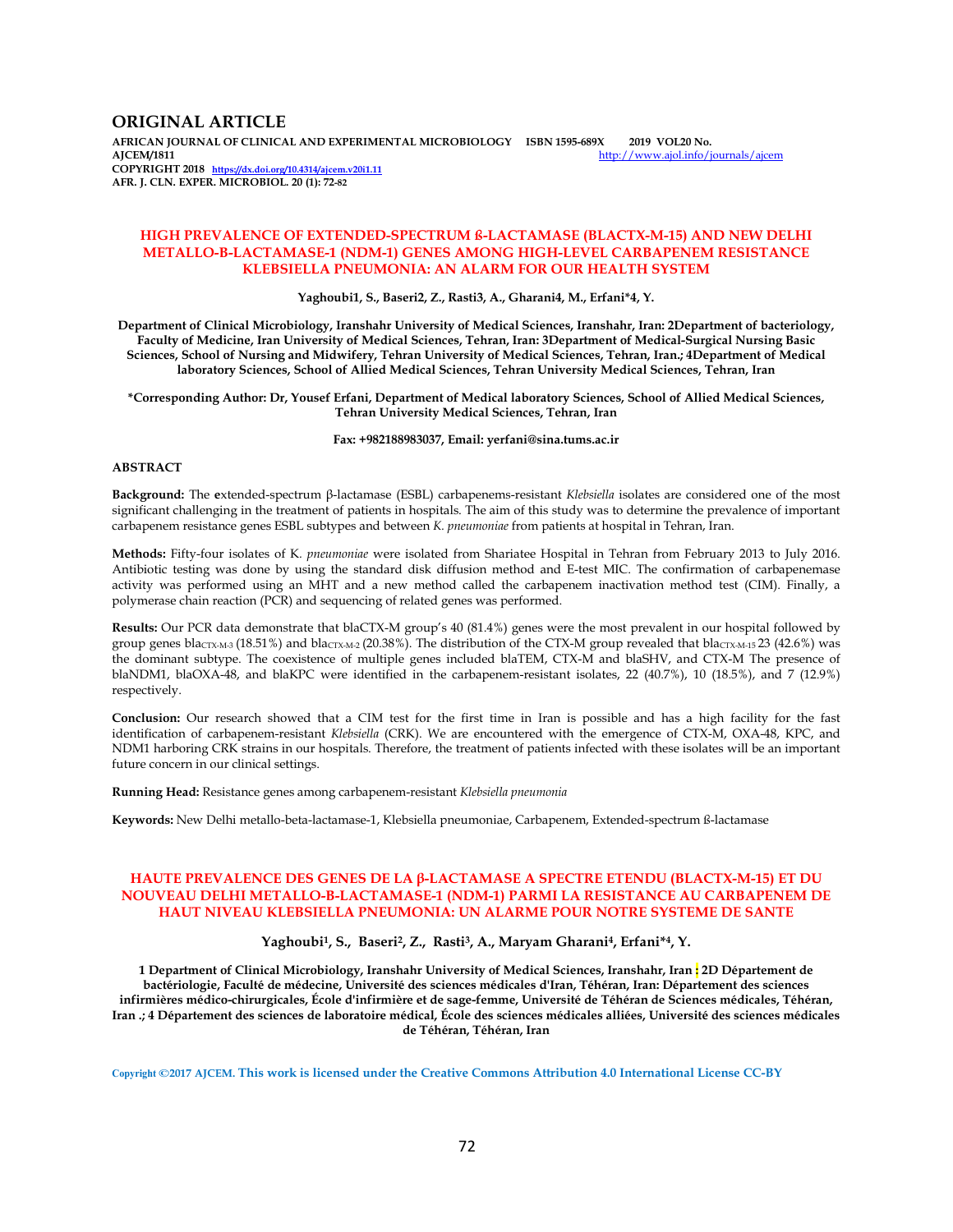# ORIGINAL ARTICLE

**AFRICAN JOURNAL OF CLINICAL AND EXPERIMENTAL MICROBIOLOGY ISBN 1595-689X 2019 VOL20 No. AJCEM/1811** http://www.ajol.info/journals/ajcem
**COPYRIGHT 2018** https://dx.doi.org/10.4314/ajcem.v20i1.11
**AFR. J. CLN. EXPER. MICROBIOL. 20 (1): 72-82**

## HIGH PREVALENCE OF EXTENDED-SPECTRUM ß-LACTAMASE (BLACTX-M-15) AND NEW DELHI METALLO-B-LACTAMASE-1 (NDM-1) GENES AMONG HIGH-LEVEL CARBAPENEM RESISTANCE KLEBSIELLA PNEUMONIA: AN ALARM FOR OUR HEALTH SYSTEM

**Yaghoubi1, S., Baseri2, Z., Rasti3, A., Gharani4, M., Erfani\*4, Y.**

**Department of Clinical Microbiology, Iranshahr University of Medical Sciences, Iranshahr, Iran: 2Department of bacteriology, Faculty of Medicine, Iran University of Medical Sciences, Tehran, Iran: 3Department of Medical-Surgical Nursing Basic Sciences, School of Nursing and Midwifery, Tehran University of Medical Sciences, Tehran, Iran.; 4Department of Medical laboratory Sciences, School of Allied Medical Sciences, Tehran University Medical Sciences, Tehran, Iran**

**\*Corresponding Author: Dr, Yousef Erfani, Department of Medical laboratory Sciences, School of Allied Medical Sciences, Tehran University Medical Sciences, Tehran, Iran**

**Fax: +982188983037, Email: yerfani@sina.tums.ac.ir**

### ABSTRACT

**Background:** The **e**xtended-spectrum β-lactamase (ESBL) carbapenems-resistant *Klebsiella* isolates are considered one of the most significant challenging in the treatment of patients in hospitals. The aim of this study was to determine the prevalence of important carbapenem resistance genes ESBL subtypes and between *K. pneumoniae* from patients at hospital in Tehran, Iran.

**Methods:** Fifty-four isolates of K. *pneumoniae* were isolated from Shariatee Hospital in Tehran from February 2013 to July 2016. Antibiotic testing was done by using the standard disk diffusion method and E-test MIC. The confirmation of carbapenemase activity was performed using an MHT and a new method called the carbapenem inactivation method test (CIM). Finally, a polymerase chain reaction (PCR) and sequencing of related genes was performed.

**Results:** Our PCR data demonstrate that blaCTX-M group's 40 (81.4%) genes were the most prevalent in our hospital followed by group genes $bla_{CTX-M-3}$ (18.51%) and $bla_{CTX-M-2}$ (20.38%). The distribution of the CTX-M group revealed that $bla_{CTX-M-15}$ 23 (42.6%) was the dominant subtype. The coexistence of multiple genes included blaTEM, CTX-M and blaSHV, and CTX-M The presence of blaNDM1, blaOXA-48, and blaKPC were identified in the carbapenem-resistant isolates, 22 (40.7%), 10 (18.5%), and 7 (12.9%) respectively.

**Conclusion:** Our research showed that a CIM test for the first time in Iran is possible and has a high facility for the fast identification of carbapenem-resistant *Klebsiella* (CRK). We are encountered with the emergence of CTX-M, OXA-48, KPC, and NDM1 harboring CRK strains in our hospitals. Therefore, the treatment of patients infected with these isolates will be an important future concern in our clinical settings.

**Running Head:** Resistance genes among carbapenem-resistant *Klebsiella pneumonia*

**Keywords:** New Delhi metallo-beta-lactamase-1, Klebsiella pneumoniae, Carbapenem, Extended-spectrum ß-lactamase

## HAUTE PREVALENCE DES GENES DE LA β-LACTAMASE A SPECTRE ETENDU (BLACTX-M-15) ET DU NOUVEAU DELHI METALLO-B-LACTAMASE-1 (NDM-1) PARMI LA RESISTANCE AU CARBAPENEM DE HAUT NIVEAU KLEBSIELLA PNEUMONIA: UN ALARME POUR NOTRE SYSTEME DE SANTE

**Yaghoubi[1], S., Baseri[2], Z., Rasti[3], A., Maryam Gharani[4], Erfani\*[4], Y.**

**1 Department of Clinical Microbiology, Iranshahr University of Medical Sciences, Iranshahr, Iran : 2D Département de bactériologie, Faculté de médecine, Université des sciences médicales d'Iran, Téhéran, Iran: Département des sciences infirmières médico-chirurgicales, École d'infirmière et de sage-femme, Université de Téhéran de Sciences médicales, Téhéran, Iran .; 4 Département des sciences de laboratoire médical, École des sciences médicales alliées, Université des sciences médicales de Téhéran, Téhéran, Iran**

Copyright ©2017 AJCEM. This work is licensed under the Creative Commons Attribution 4.0 International License CC-BY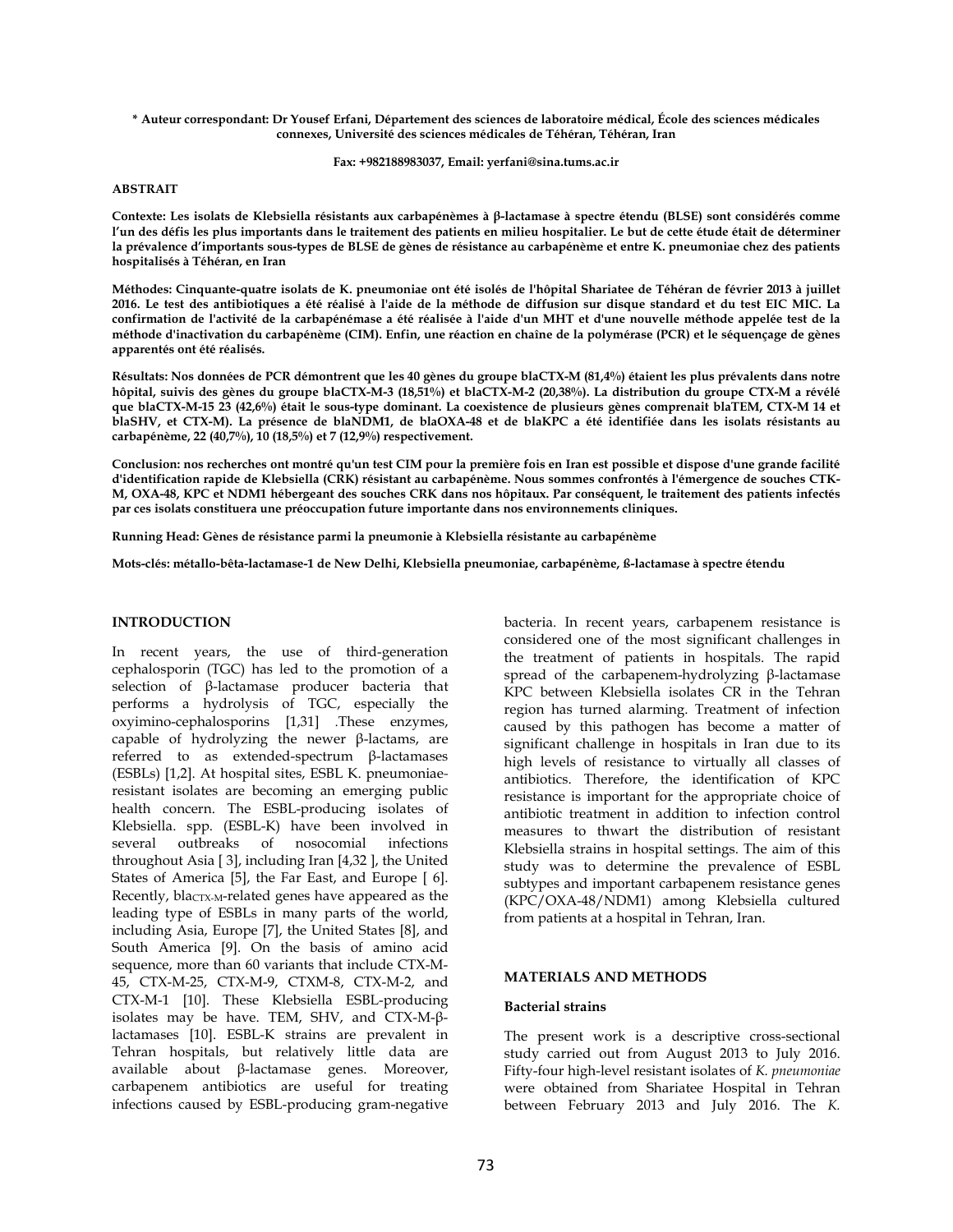**\* Auteur correspondant: Dr Yousef Erfani, Département des sciences de laboratoire médical, École des sciences médicales connexes, Université des sciences médicales de Téhéran, Téhéran, Iran**

**Fax: +982188983037, Email: yerfani@sina.tums.ac.ir**

**ABSTRAIT**

**Contexte: Les isolats de Klebsiella résistants aux carbapénèmes à β-lactamase à spectre étendu (BLSE) sont considérés comme l'un des défis les plus importants dans le traitement des patients en milieu hospitalier. Le but de cette étude était de déterminer la prévalence d'importants sous-types de BLSE de gènes de résistance au carbapénème et entre K. pneumoniae chez des patients hospitalisés à Téhéran, en Iran**

**Méthodes: Cinquante-quatre isolats de K. pneumoniae ont été isolés de l'hôpital Shariatee de Téhéran de février 2013 à juillet 2016. Le test des antibiotiques a été réalisé à l'aide de la méthode de diffusion sur disque standard et du test EIC MIC. La confirmation de l'activité de la carbapénémase a été réalisée à l'aide d'un MHT et d'une nouvelle méthode appelée test de la méthode d'inactivation du carbapénème (CIM). Enfin, une réaction en chaîne de la polymérase (PCR) et le séquençage de gènes apparentés ont été réalisés.**

**Résultats: Nos données de PCR démontrent que les 40 gènes du groupe blaCTX-M (81,4%) étaient les plus prévalents dans notre hôpital, suivis des gènes du groupe blaCTX-M-3 (18,51%) et blaCTX-M-2 (20,38%). La distribution du groupe CTX-M a révélé que blaCTX-M-15 23 (42,6%) était le sous-type dominant. La coexistence de plusieurs gènes comprenait blaTEM, CTX-M 14 et blaSHV, et CTX-M). La présence de blaNDM1, de blaOXA-48 et de blaKPC a été identifiée dans les isolats résistants au carbapénème, 22 (40,7%), 10 (18,5%) et 7 (12,9%) respectivement.**

**Conclusion: nos recherches ont montré qu'un test CIM pour la première fois en Iran est possible et dispose d'une grande facilité d'identification rapide de Klebsiella (CRK) résistant au carbapénème. Nous sommes confrontés à l'émergence de souches CTK-M, OXA-48, KPC et NDM1 hébergeant des souches CRK dans nos hôpitaux. Par conséquent, le traitement des patients infectés par ces isolats constituera une préoccupation future importante dans nos environnements cliniques.**

**Running Head: Gènes de résistance parmi la pneumonie à Klebsiella résistante au carbapénème**

**Mots-clés: métallo-bêta-lactamase-1 de New Delhi, Klebsiella pneumoniae, carbapénème, ß-lactamase à spectre étendu**

## INTRODUCTION

In recent years, the use of third-generation cephalosporin (TGC) has led to the promotion of a selection of β-lactamase producer bacteria that performs a hydrolysis of TGC, especially the oxyimino-cephalosporins [1,31] .These enzymes, capable of hydrolyzing the newer β-lactams, are referred to as extended-spectrum β-lactamases (ESBLs) [1,2]. At hospital sites, ESBL K. pneumoniae-resistant isolates are becoming an emerging public health concern. The ESBL-producing isolates of Klebsiella. spp. (ESBL-K) have been involved in several outbreaks of nosocomial infections throughout Asia [ 3], including Iran [4,32 ], the United States of America [5], the Far East, and Europe [ 6]. Recently, $bla_{CTX\text{-}M}$-related genes have appeared as the leading type of ESBLs in many parts of the world, including Asia, Europe [7], the United States [8], and South America [9]. On the basis of amino acid sequence, more than 60 variants that include CTX-M-45, CTX-M-25, CTX-M-9, CTXM-8, CTX-M-2, and CTX-M-1 [10]. These Klebsiella ESBL-producing isolates may be have. TEM, SHV, and CTX-M-β-lactamases [10]. ESBL-K strains are prevalent in Tehran hospitals, but relatively little data are available about β-lactamase genes. Moreover, carbapenem antibiotics are useful for treating infections caused by ESBL-producing gram-negative bacteria. In recent years, carbapenem resistance is considered one of the most significant challenges in the treatment of patients in hospitals. The rapid spread of the carbapenem-hydrolyzing β-lactamase KPC between Klebsiella isolates CR in the Tehran region has turned alarming. Treatment of infection caused by this pathogen has become a matter of significant challenge in hospitals in Iran due to its high levels of resistance to virtually all classes of antibiotics. Therefore, the identification of KPC resistance is important for the appropriate choice of antibiotic treatment in addition to infection control measures to thwart the distribution of resistant Klebsiella strains in hospital settings. The aim of this study was to determine the prevalence of ESBL subtypes and important carbapenem resistance genes (KPC/OXA-48/NDM1) among Klebsiella cultured from patients at a hospital in Tehran, Iran.

## MATERIALS AND METHODS

### Bacterial strains

The present work is a descriptive cross-sectional study carried out from August 2013 to July 2016. Fifty-four high-level resistant isolates of *K. pneumoniae* were obtained from Shariatee Hospital in Tehran between February 2013 and July 2016. The *K.*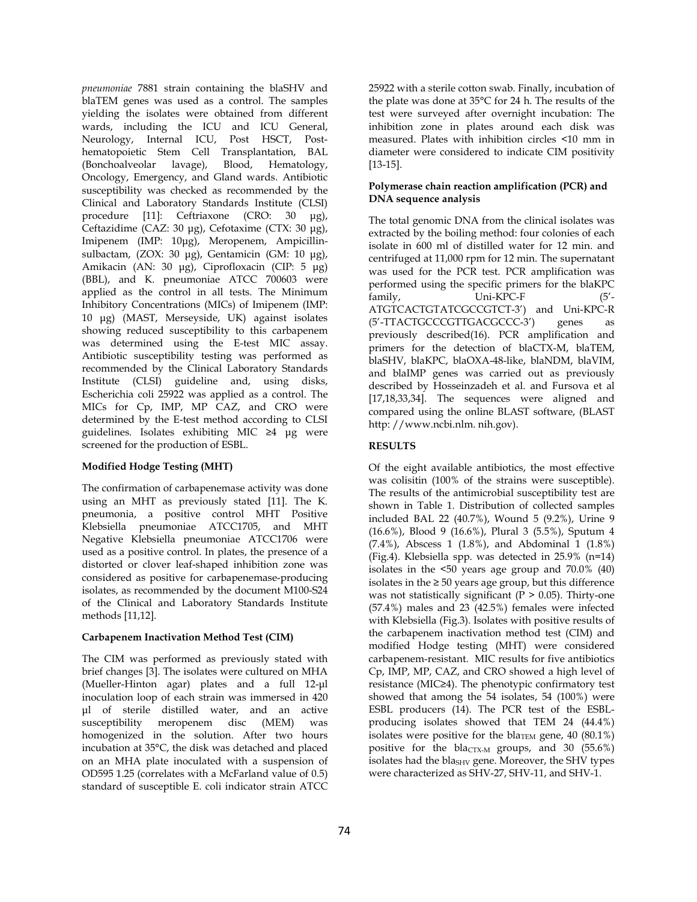*pneumoniae* 7881 strain containing the blaSHV and blaTEM genes was used as a control. The samples yielding the isolates were obtained from different wards, including the ICU and ICU General, Neurology, Internal ICU, Post HSCT, Post-hematopoietic Stem Cell Transplantation, BAL (Bonchoalveolar lavage), Blood, Hematology, Oncology, Emergency, and Gland wards. Antibiotic susceptibility was checked as recommended by the Clinical and Laboratory Standards Institute (CLSI) procedure [11]: Ceftriaxone (CRO: 30 µg), Ceftazidime (CAZ: 30 µg), Cefotaxime (CTX: 30 µg), Imipenem (IMP: 10µg), Meropenem, Ampicillin-sulbactam, (ZOX: 30 µg), Gentamicin (GM: 10 µg), Amikacin (AN: 30 µg), Ciprofloxacin (CIP: 5 µg) (BBL), and K. pneumoniae ATCC 700603 were applied as the control in all tests. The Minimum Inhibitory Concentrations (MICs) of Imipenem (IMP: 10 µg) (MAST, Merseyside, UK) against isolates showing reduced susceptibility to this carbapenem was determined using the E-test MIC assay. Antibiotic susceptibility testing was performed as recommended by the Clinical Laboratory Standards Institute (CLSI) guideline and, using disks, Escherichia coli 25922 was applied as a control. The MICs for Cp, IMP, MP CAZ, and CRO were determined by the E-test method according to CLSI guidelines. Isolates exhibiting MIC ≥4 µg were screened for the production of ESBL.

**Modified Hodge Testing (MHT)**

The confirmation of carbapenemase activity was done using an MHT as previously stated [11]. The K. pneumonia, a positive control MHT Positive Klebsiella pneumoniae ATCC1705, and MHT Negative Klebsiella pneumoniae ATCC1706 were used as a positive control. In plates, the presence of a distorted or clover leaf-shaped inhibition zone was considered as positive for carbapenemase-producing isolates, as recommended by the document M100-S24 of the Clinical and Laboratory Standards Institute methods [11,12].

**Carbapenem Inactivation Method Test (CIM)**

The CIM was performed as previously stated with brief changes [3]. The isolates were cultured on MHA (Mueller-Hinton agar) plates and a full 12-µl inoculation loop of each strain was immersed in 420 µl of sterile distilled water, and an active susceptibility meropenem disc (MEM) was homogenized in the solution. After two hours incubation at 35°C, the disk was detached and placed on an MHA plate inoculated with a suspension of OD595 1.25 (correlates with a McFarland value of 0.5) standard of susceptible E. coli indicator strain ATCC 25922 with a sterile cotton swab. Finally, incubation of the plate was done at 35°C for 24 h. The results of the test were surveyed after overnight incubation: The inhibition zone in plates around each disk was measured. Plates with inhibition circles <10 mm in diameter were considered to indicate CIM positivity [13-15].

**Polymerase chain reaction amplification (PCR) and DNA sequence analysis**

The total genomic DNA from the clinical isolates was extracted by the boiling method: four colonies of each isolate in 600 ml of distilled water for 12 min. and centrifuged at 11,000 rpm for 12 min. The supernatant was used for the PCR test. PCR amplification was performed using the specific primers for the blaKPC family, Uni-KPC-F (5′-ATGTCACTGTATCGCCGTCT-3′) and Uni-KPC-R (5′-TTACTGCCCGTTGACGCCC-3′) genes as previously described(16). PCR amplification and primers for the detection of blaCTX-M, blaTEM, blaSHV, blaKPC, blaOXA-48-like, blaNDM, blaVIM, and blaIMP genes was carried out as previously described by Hosseinzadeh et al. and Fursova et al [17,18,33,34]. The sequences were aligned and compared using the online BLAST software, (BLAST http: //www.ncbi.nlm. nih.gov).

## RESULTS

Of the eight available antibiotics, the most effective was colisitin (100% of the strains were susceptible). The results of the antimicrobial susceptibility test are shown in Table 1. Distribution of collected samples included BAL 22 (40.7%), Wound 5 (9.2%), Urine 9 (16.6%), Blood 9 (16.6%), Plural 3 (5.5%), Sputum 4 (7.4%), Abscess 1 (1.8%), and Abdominal 1 (1.8%) (Fig.4). Klebsiella spp. was detected in 25.9% (n=14) isolates in the <50 years age group and 70.0% (40) isolates in the ≥ 50 years age group, but this difference was not statistically significant ($P > 0.05$). Thirty-one (57.4%) males and 23 (42.5%) females were infected with Klebsiella (Fig.3). Isolates with positive results of the carbapenem inactivation method test (CIM) and modified Hodge testing (MHT) were considered carbapenem-resistant. MIC results for five antibiotics Cp, IMP, MP, CAZ, and CRO showed a high level of resistance (MIC≥4). The phenotypic confirmatory test showed that among the 54 isolates, 54 (100%) were ESBL producers (14). The PCR test of the ESBL-producing isolates showed that TEM 24 (44.4%) isolates were positive for the $bla_{TEM}$ gene, 40 (80.1%) positive for the $bla_{CTX-M}$ groups, and 30 (55.6%) isolates had the $bla_{SHV}$ gene. Moreover, the SHV types were characterized as SHV-27, SHV-11, and SHV-1.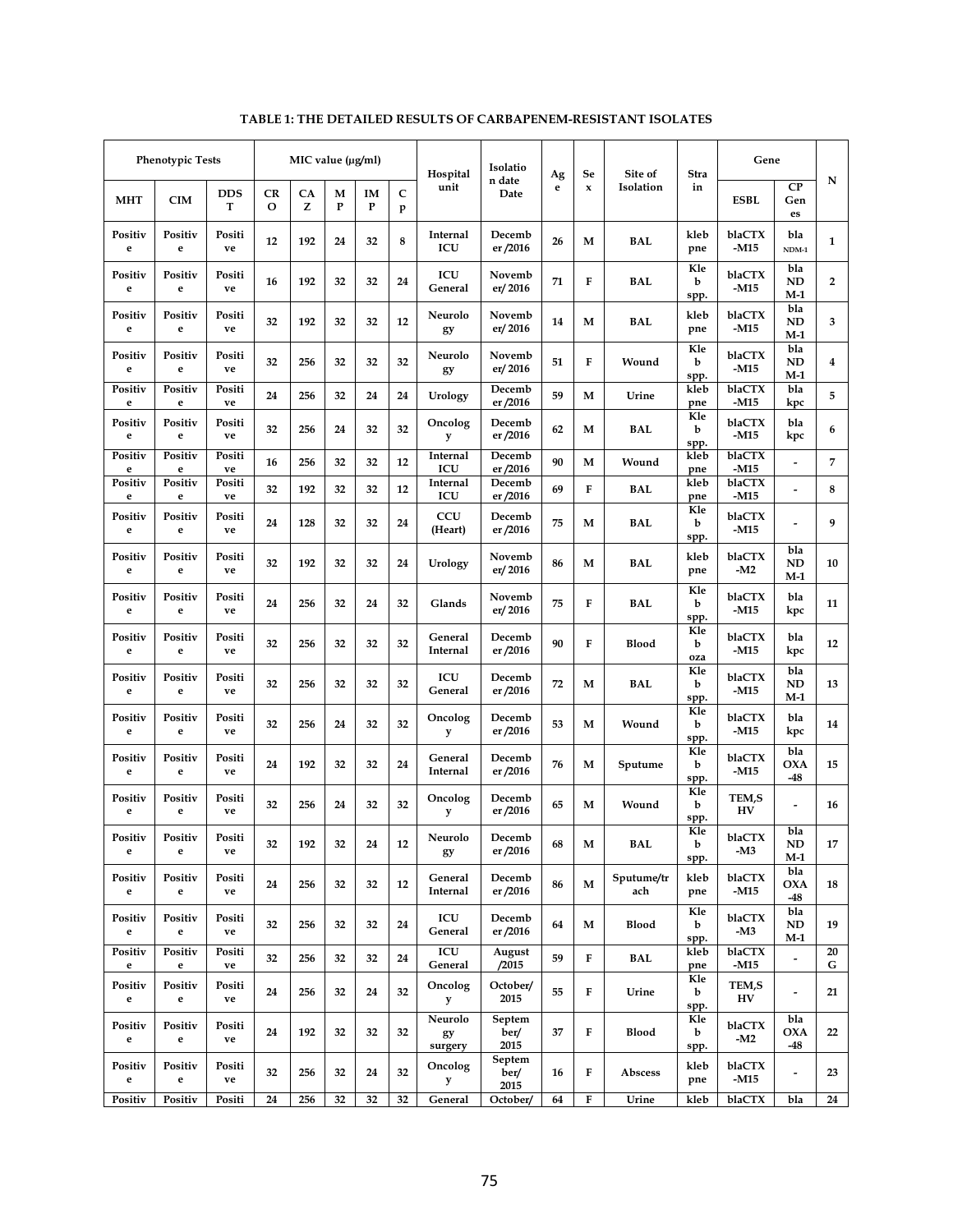**TABLE 1: THE DETAILED RESULTS OF CARBAPENEM-RESISTANT ISOLATES**

| Phenotypic Tests | | | MIC value (µg/ml) | | | | | Hospital unit | Isolation date Date | Age | Sex | Site of Isolation | Strain | Gene | | N |
|---|---|---|---|---|---|---|---|---|---|---|---|---|---|---|---|---|
| MHT | CIM | DDST | CRO | CAZ | MP | IMP | Cp | | | | | | | ESBL | CP Genes | |
| Positive | Positive | Positive | 12 | 192 | 24 | 32 | 8 | Internal ICU | December/2016 | 26 | M | BAL | klebpne | blaCTX-M15 | bla NDM-1 | 1 |
| Positive | Positive | Positive | 16 | 192 | 32 | 32 | 24 | ICU General | November/ 2016 | 71 | F | BAL | Kleb spp. | blaCTX-M15 | bla NDM-1 | 2 |
| Positive | Positive | Positive | 32 | 192 | 32 | 32 | 12 | Neurology | November/ 2016 | 14 | M | BAL | klebpne | blaCTX-M15 | bla NDM-1 | 3 |
| Positive | Positive | Positive | 32 | 256 | 32 | 32 | 32 | Neurology | November/ 2016 | 51 | F | Wound | Kleb spp. | blaCTX-M15 | bla NDM-1 | 4 |
| Positive | Positive | Positive | 24 | 256 | 32 | 24 | 24 | Urology | December/2016 | 59 | M | Urine | klebpne | blaCTX-M15 | bla kpc | 5 |
| Positive | Positive | Positive | 32 | 256 | 24 | 32 | 32 | Oncology | December/2016 | 62 | M | BAL | Kleb spp. | blaCTX-M15 | bla kpc | 6 |
| Positive | Positive | Positive | 16 | 256 | 32 | 32 | 12 | Internal ICU | December/2016 | 90 | M | Wound | klebpne | blaCTX-M15 | - | 7 |
| Positive | Positive | Positive | 32 | 192 | 32 | 32 | 12 | Internal ICU | December/2016 | 69 | F | BAL | klebpne | blaCTX-M15 | - | 8 |
| Positive | Positive | Positive | 24 | 128 | 32 | 32 | 24 | CCU (Heart) | December/2016 | 75 | M | BAL | Kleb spp. | blaCTX-M15 | - | 9 |
| Positive | Positive | Positive | 32 | 192 | 32 | 32 | 24 | Urology | November/ 2016 | 86 | M | BAL | klebpne | blaCTX-M2 | bla NDM-1 | 10 |
| Positive | Positive | Positive | 24 | 256 | 32 | 24 | 32 | Glands | November/ 2016 | 75 | F | BAL | Kleb spp. | blaCTX-M15 | bla kpc | 11 |
| Positive | Positive | Positive | 32 | 256 | 32 | 32 | 32 | General Internal | December/2016 | 90 | F | Blood | Kleb oza | blaCTX-M15 | bla kpc | 12 |
| Positive | Positive | Positive | 32 | 256 | 32 | 32 | 32 | ICU General | December/2016 | 72 | M | BAL | Kleb spp. | blaCTX-M15 | bla NDM-1 | 13 |
| Positive | Positive | Positive | 32 | 256 | 24 | 32 | 32 | Oncology | December/2016 | 53 | M | Wound | Kleb spp. | blaCTX-M15 | bla kpc | 14 |
| Positive | Positive | Positive | 24 | 192 | 32 | 32 | 24 | General Internal | December/2016 | 76 | M | Sputume | Kleb spp. | blaCTX-M15 | bla OXA-48 | 15 |
| Positive | Positive | Positive | 32 | 256 | 24 | 32 | 32 | Oncology | December/2016 | 65 | M | Wound | Kleb spp. | TEM,SHV | - | 16 |
| Positive | Positive | Positive | 32 | 192 | 32 | 24 | 12 | Neurology | December/2016 | 68 | M | BAL | Kleb spp. | blaCTX-M3 | bla NDM-1 | 17 |
| Positive | Positive | Positive | 24 | 256 | 32 | 32 | 12 | General Internal | December/2016 | 86 | M | Sputume/trach | klebpne | blaCTX-M15 | bla OXA-48 | 18 |
| Positive | Positive | Positive | 32 | 256 | 32 | 32 | 24 | ICU General | December/2016 | 64 | M | Blood | Kleb spp. | blaCTX-M3 | bla NDM-1 | 19 |
| Positive | Positive | Positive | 32 | 256 | 32 | 32 | 24 | ICU General | August/2015 | 59 | F | BAL | klebpne | blaCTX-M15 | - | 20 G |
| Positive | Positive | Positive | 24 | 256 | 32 | 24 | 32 | Oncology | October/ 2015 | 55 | F | Urine | Kleb spp. | TEM,SHV | - | 21 |
| Positive | Positive | Positive | 24 | 192 | 32 | 32 | 32 | Neurology surgery | September/ 2015 | 37 | F | Blood | Kleb spp. | blaCTX-M2 | bla OXA-48 | 22 |
| Positive | Positive | Positive | 32 | 256 | 32 | 24 | 32 | Oncology | September/ 2015 | 16 | F | Abscess | klebpne | blaCTX-M15 | - | 23 |
| Positiv | Positiv | Positi | 24 | 256 | 32 | 32 | 32 | General | October/ | 64 | F | Urine | kleb | blaCTX | bla | 24 |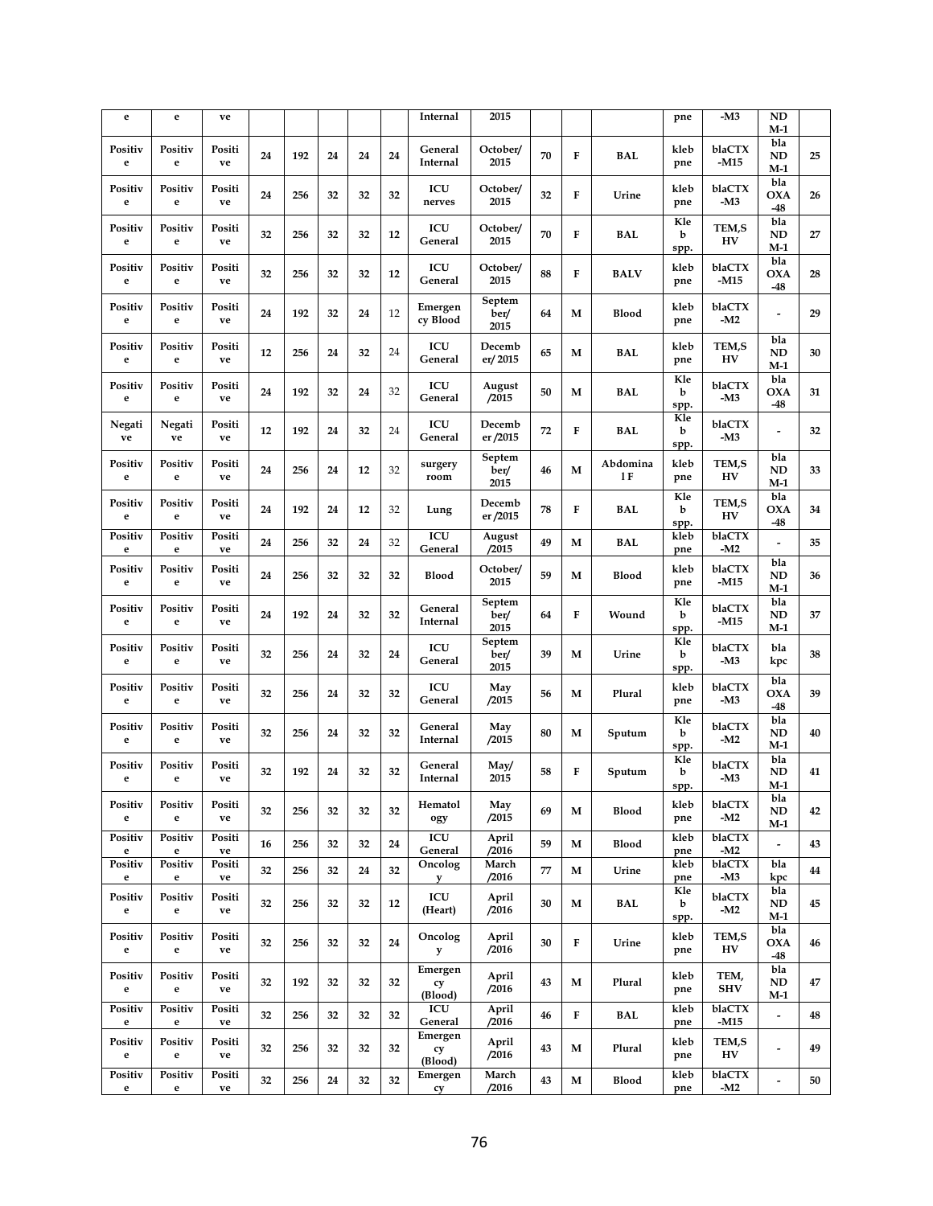| e | e | ve | | | | | | Internal | 2015 | | | | pne | -M3 | ND M-1 | |
|---|---|---|---|---|---|---|---|---|---|---|---|---|---|---|---|---|
| Positive | Positive | Positive | 24 | 192 | 24 | 24 | 24 | General Internal | October/ 2015 | 70 | F | BAL | kleb pne | blaCTX -M15 | bla ND M-1 | 25 |
| Positive | Positive | Positive | 24 | 256 | 32 | 32 | 32 | ICU nerves | October/ 2015 | 32 | F | Urine | kleb pne | blaCTX -M3 | bla OXA -48 | 26 |
| Positive | Positive | Positive | 32 | 256 | 32 | 32 | 12 | ICU General | October/ 2015 | 70 | F | BAL | Kleb spp. | TEM,SHV | bla ND M-1 | 27 |
| Positive | Positive | Positive | 32 | 256 | 32 | 32 | 12 | ICU General | October/ 2015 | 88 | F | BALV | kleb pne | blaCTX -M15 | bla OXA -48 | 28 |
| Positive | Positive | Positive | 24 | 192 | 32 | 24 | 12 | Emergency Blood | September/ 2015 | 64 | M | Blood | kleb pne | blaCTX -M2 | - | 29 |
| Positive | Positive | Positive | 12 | 256 | 24 | 32 | 24 | ICU General | December/ 2015 | 65 | M | BAL | kleb pne | TEM,SHV | bla ND M-1 | 30 |
| Positive | Positive | Positive | 24 | 192 | 32 | 24 | 32 | ICU General | August /2015 | 50 | M | BAL | Kleb spp. | blaCTX -M3 | bla OXA -48 | 31 |
| Negative | Negative | Positive | 12 | 192 | 24 | 32 | 24 | ICU General | December /2015 | 72 | F | BAL | Kleb spp. | blaCTX -M3 | - | 32 |
| Positive | Positive | Positive | 24 | 256 | 24 | 12 | 32 | surgery room | September/ 2015 | 46 | M | Abdominal F | kleb pne | TEM,SHV | bla ND M-1 | 33 |
| Positive | Positive | Positive | 24 | 192 | 24 | 12 | 32 | Lung | December /2015 | 78 | F | BAL | Kleb spp. | TEM,SHV | bla OXA -48 | 34 |
| Positive | Positive | Positive | 24 | 256 | 32 | 24 | 32 | ICU General | August /2015 | 49 | M | BAL | kleb pne | blaCTX -M2 | - | 35 |
| Positive | Positive | Positive | 24 | 256 | 32 | 32 | 32 | Blood | October/ 2015 | 59 | M | Blood | kleb pne | blaCTX -M15 | bla ND M-1 | 36 |
| Positive | Positive | Positive | 24 | 192 | 24 | 32 | 32 | General Internal | September/ 2015 | 64 | F | Wound | Kleb spp. | blaCTX -M15 | bla ND M-1 | 37 |
| Positive | Positive | Positive | 32 | 256 | 24 | 32 | 24 | ICU General | September/ 2015 | 39 | M | Urine | Kleb spp. | blaCTX -M3 | bla kpc | 38 |
| Positive | Positive | Positive | 32 | 256 | 24 | 32 | 32 | ICU General | May /2015 | 56 | M | Plural | kleb pne | blaCTX -M3 | bla OXA -48 | 39 |
| Positive | Positive | Positive | 32 | 256 | 24 | 32 | 32 | General Internal | May /2015 | 80 | M | Sputum | Kleb spp. | blaCTX -M2 | bla ND M-1 | 40 |
| Positive | Positive | Positive | 32 | 192 | 24 | 32 | 32 | General Internal | May/ 2015 | 58 | F | Sputum | Kleb spp. | blaCTX -M3 | bla ND M-1 | 41 |
| Positive | Positive | Positive | 32 | 256 | 32 | 32 | 32 | Hematology | May /2015 | 69 | M | Blood | kleb pne | blaCTX -M2 | bla ND M-1 | 42 |
| Positive | Positive | Positive | 16 | 256 | 32 | 32 | 24 | ICU General | April /2016 | 59 | M | Blood | kleb pne | blaCTX -M2 | - | 43 |
| Positive | Positive | Positive | 32 | 256 | 32 | 24 | 32 | Oncology | March /2016 | 77 | M | Urine | kleb pne | blaCTX -M3 | bla kpc | 44 |
| Positive | Positive | Positive | 32 | 256 | 32 | 32 | 12 | ICU (Heart) | April /2016 | 30 | M | BAL | Kleb spp. | blaCTX -M2 | bla ND M-1 | 45 |
| Positive | Positive | Positive | 32 | 256 | 32 | 32 | 24 | Oncology | April /2016 | 30 | F | Urine | kleb pne | TEM,SHV | bla OXA -48 | 46 |
| Positive | Positive | Positive | 32 | 192 | 32 | 32 | 32 | Emergency (Blood) | April /2016 | 43 | M | Plural | kleb pne | TEM, SHV | bla ND M-1 | 47 |
| Positive | Positive | Positive | 32 | 256 | 32 | 32 | 32 | ICU General | April /2016 | 46 | F | BAL | kleb pne | blaCTX -M15 | - | 48 |
| Positive | Positive | Positive | 32 | 256 | 32 | 32 | 32 | Emergency (Blood) | April /2016 | 43 | M | Plural | kleb pne | TEM,SHV | - | 49 |
| Positive | Positive | Positive | 32 | 256 | 24 | 32 | 32 | Emergency | March /2016 | 43 | M | Blood | kleb pne | blaCTX -M2 | - | 50 |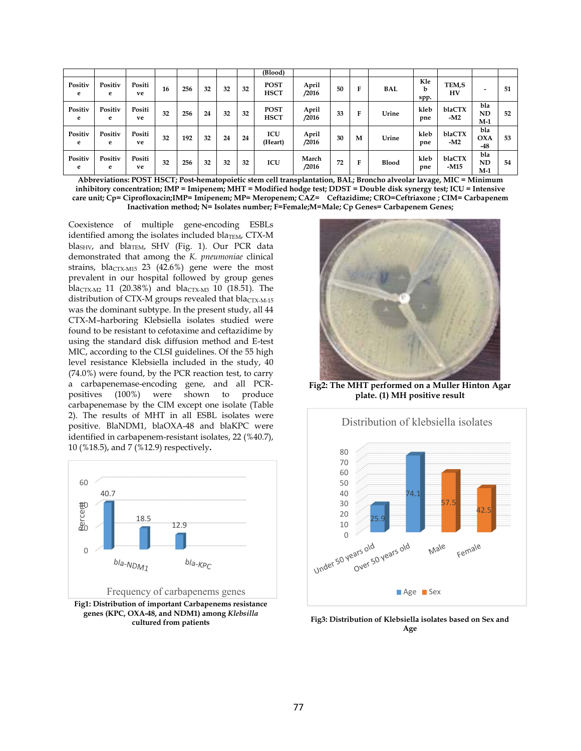| | | | | | | | | (Blood) | | | | | | | | |
|---|---|---|---|---|---|---|---|---|---|---|---|---|---|---|---|---|
| Positive | Positive | Positive | 16 | 256 | 32 | 32 | 32 | POST HSCT | April /2016 | 50 | F | BAL | Kleb spp. | TEM,SHV | - | 51 |
| Positive | Positive | Positive | 32 | 256 | 24 | 32 | 32 | POST HSCT | April /2016 | 33 | F | Urine | kleb pne | blaCTX-M2 | bla NDM-1 | 52 |
| Positive | Positive | Positive | 32 | 192 | 32 | 24 | 24 | ICU (Heart) | April /2016 | 30 | M | Urine | kleb pne | blaCTX-M2 | bla OXA-48 | 53 |
| Positive | Positive | Positive | 32 | 256 | 32 | 32 | 32 | ICU | March /2016 | 72 | F | Blood | kleb pne | blaCTX-M15 | bla NDM-1 | 54 |

**Abbreviations: POST HSCT; Post-hematopoietic stem cell transplantation, BAL; Broncho alveolar lavage, MIC = Minimum inhibitory concentration; IMP = Imipenem; MHT = Modified hodge test; DDST = Double disk synergy test; ICU = Intensive care unit; Cp= Ciprofloxacin;IMP= Imipenem; MP= Meropenem; CAZ= Ceftazidime; CRO=Ceftriaxone ; CIM= Carbapenem Inactivation method; N= Isolates number; F=Female;M=Male; Cp Genes= Carbapenem Genes;**

Coexistence of multiple gene-encoding ESBLs identified among the isolates included $bla_{TEM}$, CTX-M $bla_{SHV}$, and $bla_{TEM}$, SHV (Fig. 1). Our PCR data demonstrated that among the *K. pneumoniae* clinical strains, $bla_{CTX\text{-}M15}$ 23 (42.6%) gene were the most prevalent in our hospital followed by group genes $bla_{CTX\text{-}M2}$ 11 (20.38%) and $bla_{CTX\text{-}M3}$ 10 (18.51). The distribution of CTX-M groups revealed that $bla_{CTX\text{-}M\text{-}15}$ was the dominant subtype. In the present study, all 44 CTX-M–harboring Klebsiella isolates studied were found to be resistant to cefotaxime and ceftazidime by using the standard disk diffusion method and E-test MIC, according to the CLSI guidelines. Of the 55 high level resistance Klebsiella included in the study, 40 (74.0%) were found, by the PCR reaction test, to carry a carbapenemase-encoding gene, and all PCR-positives (100%) were shown to produce carbapenemase by the CIM except one isolate (Table 2). The results of MHT in all ESBL isolates were positive. BlaNDM1, blaOXA-48 and blaKPC were identified in carbapenem-resistant isolates, 22 (%40.7), 10 (%18.5), and 7 (%12.9) respectively.

**Fig1: Distribution of important Carbapenems resistance genes (KPC, OXA-48, and NDM1) among *Klebsilla* cultured from patients**

**Fig2: The MHT performed on a Muller Hinton Agar plate. (1) MH positive result**

**Fig3: Distribution of Klebsiella isolates based on Sex and Age**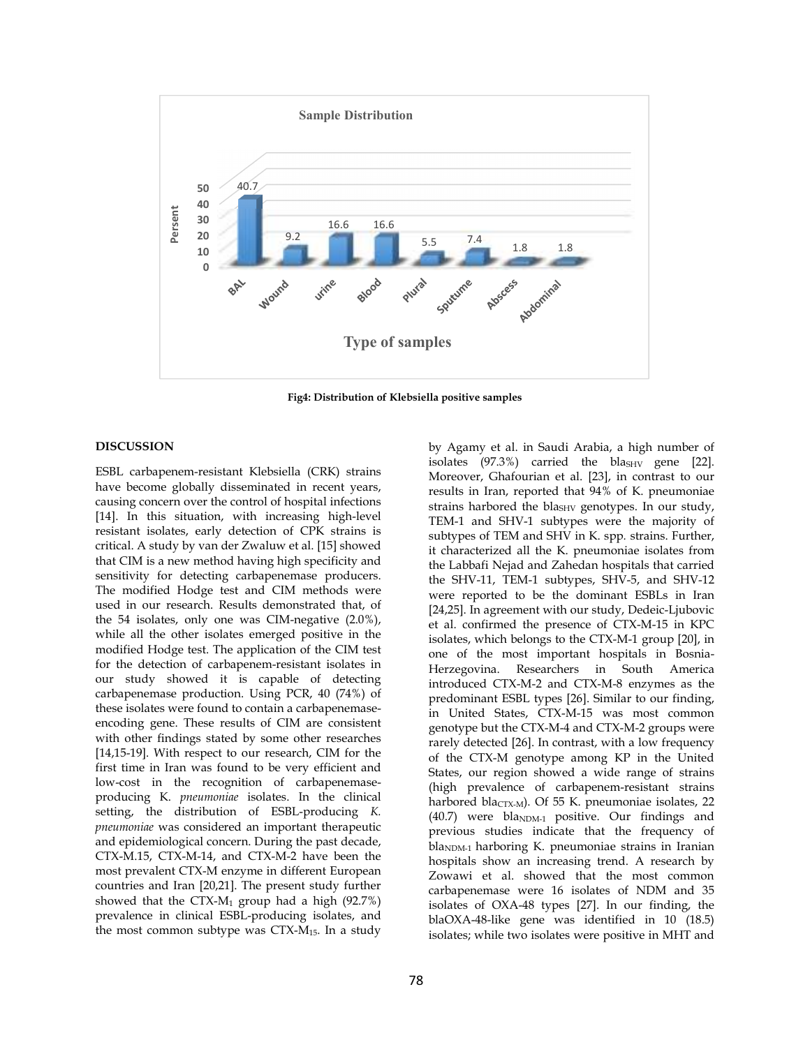Fig4: Distribution of Klebsiella positive samples

## DISCUSSION

ESBL carbapenem-resistant Klebsiella (CRK) strains have become globally disseminated in recent years, causing concern over the control of hospital infections [14]. In this situation, with increasing high-level resistant isolates, early detection of CPK strains is critical. A study by van der Zwaluw et al. [15] showed that CIM is a new method having high specificity and sensitivity for detecting carbapenemase producers. The modified Hodge test and CIM methods were used in our research. Results demonstrated that, of the 54 isolates, only one was CIM-negative (2.0%), while all the other isolates emerged positive in the modified Hodge test. The application of the CIM test for the detection of carbapenem-resistant isolates in our study showed it is capable of detecting carbapenemase production. Using PCR, 40 (74%) of these isolates were found to contain a carbapenemase-encoding gene. These results of CIM are consistent with other findings stated by some other researches [14,15-19]. With respect to our research, CIM for the first time in Iran was found to be very efficient and low-cost in the recognition of carbapenemase-producing K. *pneumoniae* isolates. In the clinical setting, the distribution of ESBL-producing *K. pneumoniae* was considered an important therapeutic and epidemiological concern. During the past decade, CTX-M.15, CTX-M-14, and CTX-M-2 have been the most prevalent CTX-M enzyme in different European countries and Iran [20,21]. The present study further showed that the CTX-$M_1$ group had a high (92.7%) prevalence in clinical ESBL-producing isolates, and the most common subtype was CTX-$M_{15}$. In a study by Agamy et al. in Saudi Arabia, a high number of isolates (97.3%) carried the bla$_{SHV}$ gene [22]. Moreover, Ghafourian et al. [23], in contrast to our results in Iran, reported that 94% of K. pneumoniae strains harbored the bla$_{SHV}$ genotypes. In our study, TEM-1 and SHV-1 subtypes were the majority of subtypes of TEM and SHV in K. spp. strains. Further, it characterized all the K. pneumoniae isolates from the Labbafi Nejad and Zahedan hospitals that carried the SHV-11, TEM-1 subtypes, SHV-5, and SHV-12 were reported to be the dominant ESBLs in Iran [24,25]. In agreement with our study, Dedeic-Ljubovic et al. confirmed the presence of CTX-M-15 in KPC isolates, which belongs to the CTX-M-1 group [20], in one of the most important hospitals in Bosnia-Herzegovina. Researchers in South America introduced CTX-M-2 and CTX-M-8 enzymes as the predominant ESBL types [26]. Similar to our finding, in United States, CTX-M-15 was most common genotype but the CTX-M-4 and CTX-M-2 groups were rarely detected [26]. In contrast, with a low frequency of the CTX-M genotype among KP in the United States, our region showed a wide range of strains (high prevalence of carbapenem-resistant strains harbored bla$_{CTX\text{-}M}$). Of 55 K. pneumoniae isolates, 22 (40.7) were bla$_{NDM\text{-}1}$ positive. Our findings and previous studies indicate that the frequency of bla$_{NDM\text{-}1}$ harboring K. pneumoniae strains in Iranian hospitals show an increasing trend. A research by Zowawi et al. showed that the most common carbapenemase were 16 isolates of NDM and 35 isolates of OXA-48 types [27]. In our finding, the blaOXA-48-like gene was identified in 10 (18.5) isolates; while two isolates were positive in MHT and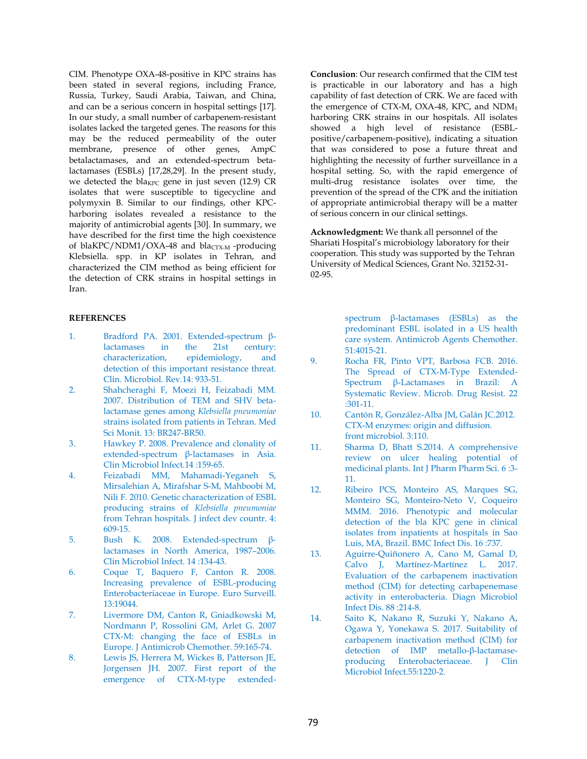CIM. Phenotype OXA-48-positive in KPC strains has been stated in several regions, including France, Russia, Turkey, Saudi Arabia, Taiwan, and China, and can be a serious concern in hospital settings [17]. In our study, a small number of carbapenem-resistant isolates lacked the targeted genes. The reasons for this may be the reduced permeability of the outer membrane, presence of other genes, AmpC betalactamases, and an extended-spectrum beta-lactamases (ESBLs) [17,28,29]. In the present study, we detected the $bla_{KPC}$ gene in just seven (12.9) CR isolates that were susceptible to tigecycline and polymyxin B. Similar to our findings, other KPC-harboring isolates revealed a resistance to the majority of antimicrobial agents [30]. In summary, we have described for the first time the high coexistence of blaKPC/NDM1/OXA-48 and $bla_{CTX-M}$ -producing Klebsiella. spp. in KP isolates in Tehran, and characterized the CIM method as being efficient for the detection of CRK strains in hospital settings in Iran.

**Conclusion**: Our research confirmed that the CIM test is practicable in our laboratory and has a high capability of fast detection of CRK. We are faced with the emergence of CTX-M, OXA-48, KPC, and $NDM_1$ harboring CRK strains in our hospitals. All isolates showed a high level of resistance (ESBL-positive/carbapenem-positive), indicating a situation that was considered to pose a future threat and highlighting the necessity of further surveillance in a hospital setting. So, with the rapid emergence of multi-drug resistance isolates over time, the prevention of the spread of the CPK and the initiation of appropriate antimicrobial therapy will be a matter of serious concern in our clinical settings.

**Acknowledgment:** We thank all personnel of the Shariati Hospital's microbiology laboratory for their cooperation. This study was supported by the Tehran University of Medical Sciences, Grant No. 32152-31-02-95.

## REFERENCES

1. Bradford PA. 2001. Extended-spectrum β-lactamases in the 21st century: characterization, epidemiology, and detection of this important resistance threat. Clin. Microbiol. Rev.14: 933-51.
2. Shahcheraghi F, Moezi H, Feizabadi MM. 2007. Distribution of TEM and SHV beta-lactamase genes among *Klebsiella pneumoniae* strains isolated from patients in Tehran. Med Sci Monit. 13: BR247-BR50.
3. Hawkey P. 2008. Prevalence and clonality of extended-spectrum β-lactamases in Asia. Clin Microbiol Infect.14 :159-65.
4. Feizabadi MM, Mahamadi-Yeganeh S, Mirsalehian A, Mirafshar S-M, Mahboobi M, Nili F. 2010. Genetic characterization of ESBL producing strains of *Klebsiella pneumoniae* from Tehran hospitals. J infect dev countr. 4: 609-15.
5. Bush K. 2008. Extended-spectrum β-lactamases in North America, 1987–2006. Clin Microbiol Infect. 14 :134-43.
6. Coque T, Baquero F, Canton R. 2008. Increasing prevalence of ESBL-producing Enterobacteriaceae in Europe. Euro Surveill. 13:19044.
7. Livermore DM, Canton R, Gniadkowski M, Nordmann P, Rossolini GM, Arlet G. 2007 CTX-M: changing the face of ESBLs in Europe. J Antimicrob Chemother. 59:165-74.
8. Lewis JS, Herrera M, Wickes B, Patterson JE, Jorgensen JH. 2007. First report of the emergence of CTX-M-type extended-spectrum β-lactamases (ESBLs) as the predominant ESBL isolated in a US health care system. Antimicrob Agents Chemother. 51:4015-21.
9. Rocha FR, Pinto VPT, Barbosa FCB. 2016. The Spread of CTX-M-Type Extended-Spectrum β-Lactamases in Brazil: A Systematic Review. Microb. Drug Resist. 22 :301-11.
10. Cantón R, González-Alba JM, Galán JC.2012. CTX-M enzymes: origin and diffusion. front microbiol. 3:110.
11. Sharma D, Bhatt S.2014. A comprehensive review on ulcer healing potential of medicinal plants. Int J Pharm Pharm Sci. 6 :3-11.
12. Ribeiro PCS, Monteiro AS, Marques SG, Monteiro SG, Monteiro-Neto V, Coqueiro MMM. 2016. Phenotypic and molecular detection of the bla KPC gene in clinical isolates from inpatients at hospitals in Sao Luis, MA, Brazil. BMC Infect Dis. 16 :737.
13. Aguirre-Quiñonero A, Cano M, Gamal D, Calvo J, Martínez-Martínez L. 2017. Evaluation of the carbapenem inactivation method (CIM) for detecting carbapenemase activity in enterobacteria. Diagn Microbiol Infect Dis. 88 :214-8.
14. Saito K, Nakano R, Suzuki Y, Nakano A, Ogawa Y, Yonekawa S. 2017. Suitability of carbapenem inactivation method (CIM) for detection of IMP metallo-β-lactamase-producing Enterobacteriaceae. J Clin Microbiol Infect.55:1220-2.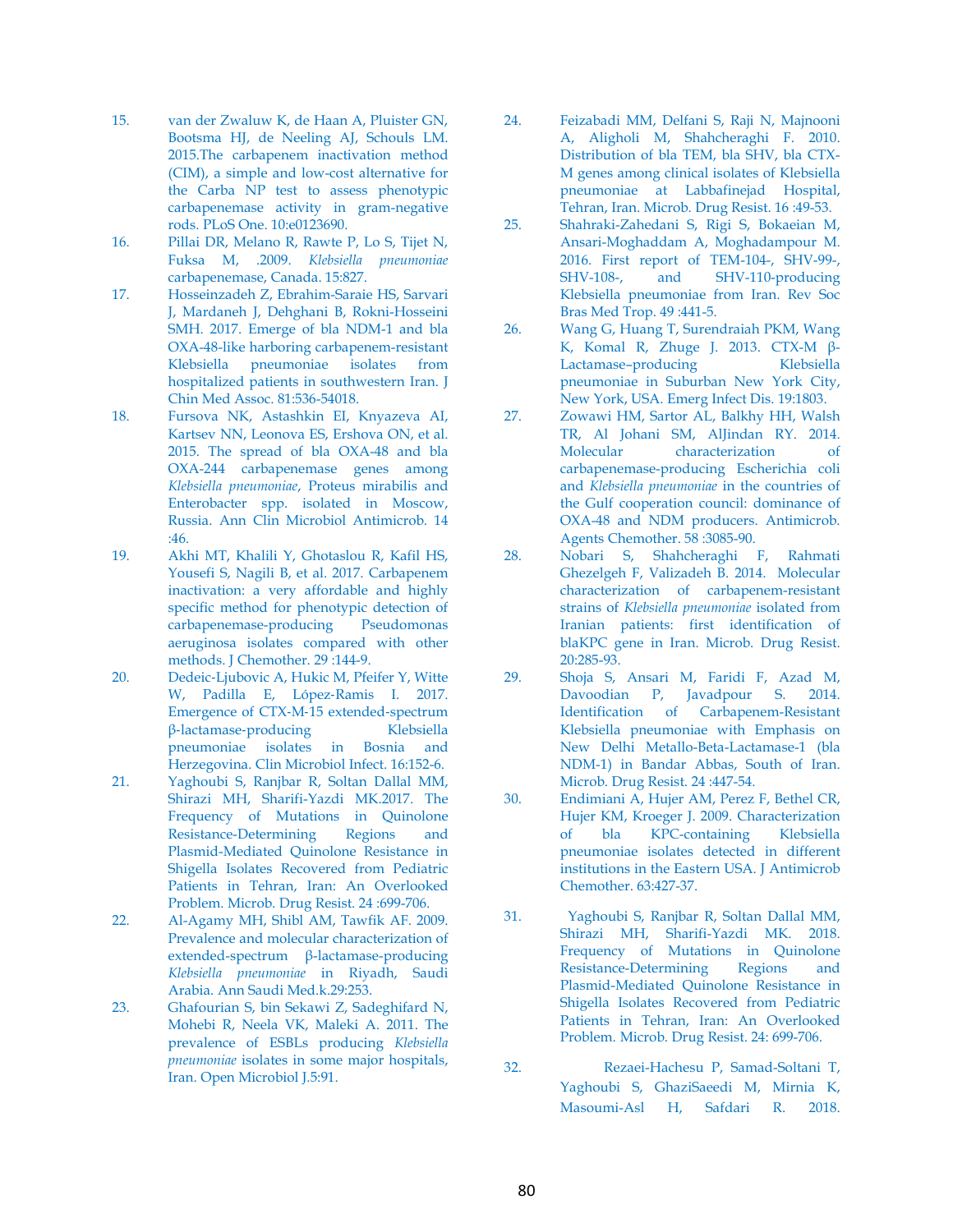15. van der Zwaluw K, de Haan A, Pluister GN, Bootsma HJ, de Neeling AJ, Schouls LM. 2015.The carbapenem inactivation method (CIM), a simple and low-cost alternative for the Carba NP test to assess phenotypic carbapenemase activity in gram-negative rods. PLoS One. 10:e0123690.
16. Pillai DR, Melano R, Rawte P, Lo S, Tijet N, Fuksa M, .2009. *Klebsiella pneumoniae* carbapenemase, Canada. 15:827.
17. Hosseinzadeh Z, Ebrahim-Saraie HS, Sarvari J, Mardaneh J, Dehghani B, Rokni-Hosseini SMH. 2017. Emerge of bla NDM-1 and bla OXA-48-like harboring carbapenem-resistant Klebsiella pneumoniae isolates from hospitalized patients in southwestern Iran. J Chin Med Assoc. 81:536-54018.
18. Fursova NK, Astashkin EI, Knyazeva AI, Kartsev NN, Leonova ES, Ershova ON, et al. 2015. The spread of bla OXA-48 and bla OXA-244 carbapenemase genes among *Klebsiella pneumoniae*, Proteus mirabilis and Enterobacter spp. isolated in Moscow, Russia. Ann Clin Microbiol Antimicrob. 14 :46.
19. Akhi MT, Khalili Y, Ghotaslou R, Kafil HS, Yousefi S, Nagili B, et al. 2017. Carbapenem inactivation: a very affordable and highly specific method for phenotypic detection of carbapenemase-producing Pseudomonas aeruginosa isolates compared with other methods. J Chemother. 29 :144-9.
20. Dedeic-Ljubovic A, Hukic M, Pfeifer Y, Witte W, Padilla E, López-Ramis I. 2017. Emergence of CTX-M-15 extended-spectrum β-lactamase-producing Klebsiella pneumoniae isolates in Bosnia and Herzegovina. Clin Microbiol Infect. 16:152-6.
21. Yaghoubi S, Ranjbar R, Soltan Dallal MM, Shirazi MH, Sharifi-Yazdi MK.2017. The Frequency of Mutations in Quinolone Resistance-Determining Regions and Plasmid-Mediated Quinolone Resistance in Shigella Isolates Recovered from Pediatric Patients in Tehran, Iran: An Overlooked Problem. Microb. Drug Resist. 24 :699-706.
22. Al-Agamy MH, Shibl AM, Tawfik AF. 2009. Prevalence and molecular characterization of extended-spectrum β-lactamase-producing *Klebsiella pneumoniae* in Riyadh, Saudi Arabia. Ann Saudi Med.k.29:253.
23. Ghafourian S, bin Sekawi Z, Sadeghifard N, Mohebi R, Neela VK, Maleki A. 2011. The prevalence of ESBLs producing *Klebsiella pneumoniae* isolates in some major hospitals, Iran. Open Microbiol J.5:91.
24. Feizabadi MM, Delfani S, Raji N, Majnooni A, Aligholi M, Shahcheraghi F. 2010. Distribution of bla TEM, bla SHV, bla CTX-M genes among clinical isolates of Klebsiella pneumoniae at Labbafinejad Hospital, Tehran, Iran. Microb. Drug Resist. 16 :49-53.
25. Shahraki-Zahedani S, Rigi S, Bokaeian M, Ansari-Moghaddam A, Moghadampour M. 2016. First report of TEM-104-, SHV-99-, SHV-108-, and SHV-110-producing Klebsiella pneumoniae from Iran. Rev Soc Bras Med Trop. 49 :441-5.
26. Wang G, Huang T, Surendraiah PKM, Wang K, Komal R, Zhuge J. 2013. CTX-M β-Lactamase–producing Klebsiella pneumoniae in Suburban New York City, New York, USA. Emerg Infect Dis. 19:1803.
27. Zowawi HM, Sartor AL, Balkhy HH, Walsh TR, Al Johani SM, AlJindan RY. 2014. Molecular characterization of carbapenemase-producing Escherichia coli and *Klebsiella pneumoniae* in the countries of the Gulf cooperation council: dominance of OXA-48 and NDM producers. Antimicrob. Agents Chemother. 58 :3085-90.
28. Nobari S, Shahcheraghi F, Rahmati Ghezelgeh F, Valizadeh B. 2014. Molecular characterization of carbapenem-resistant strains of *Klebsiella pneumoniae* isolated from Iranian patients: first identification of blaKPC gene in Iran. Microb. Drug Resist. 20:285-93.
29. Shoja S, Ansari M, Faridi F, Azad M, Davoodian P, Javadpour S. 2014. Identification of Carbapenem-Resistant Klebsiella pneumoniae with Emphasis on New Delhi Metallo-Beta-Lactamase-1 (bla NDM-1) in Bandar Abbas, South of Iran. Microb. Drug Resist. 24 :447-54.
30. Endimiani A, Hujer AM, Perez F, Bethel CR, Hujer KM, Kroeger J. 2009. Characterization of bla KPC-containing Klebsiella pneumoniae isolates detected in different institutions in the Eastern USA. J Antimicrob Chemother. 63:427-37.
31. Yaghoubi S, Ranjbar R, Soltan Dallal MM, Shirazi MH, Sharifi-Yazdi MK. 2018. Frequency of Mutations in Quinolone Resistance-Determining Regions and Plasmid-Mediated Quinolone Resistance in Shigella Isolates Recovered from Pediatric Patients in Tehran, Iran: An Overlooked Problem. Microb. Drug Resist. 24: 699-706.
32. Rezaei-Hachesu P, Samad-Soltani T, Yaghoubi S, GhaziSaeedi M, Mirnia K, Masoumi-Asl H, Safdari R. 2018.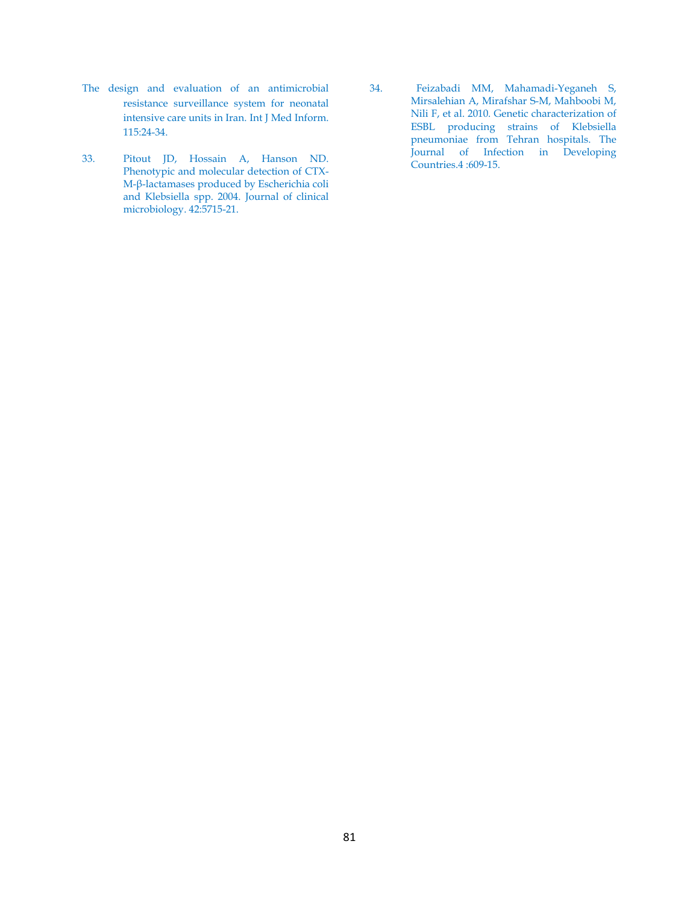The design and evaluation of an antimicrobial resistance surveillance system for neonatal intensive care units in Iran. Int J Med Inform. 115:24-34.

33. Pitout JD, Hossain A, Hanson ND. Phenotypic and molecular detection of CTX-M-β-lactamases produced by Escherichia coli and Klebsiella spp. 2004. Journal of clinical microbiology. 42:5715-21.

34. Feizabadi MM, Mahamadi-Yeganeh S, Mirsalehian A, Mirafshar S-M, Mahboobi M, Nili F, et al. 2010. Genetic characterization of ESBL producing strains of Klebsiella pneumoniae from Tehran hospitals. The Journal of Infection in Developing Countries.4 :609-15.